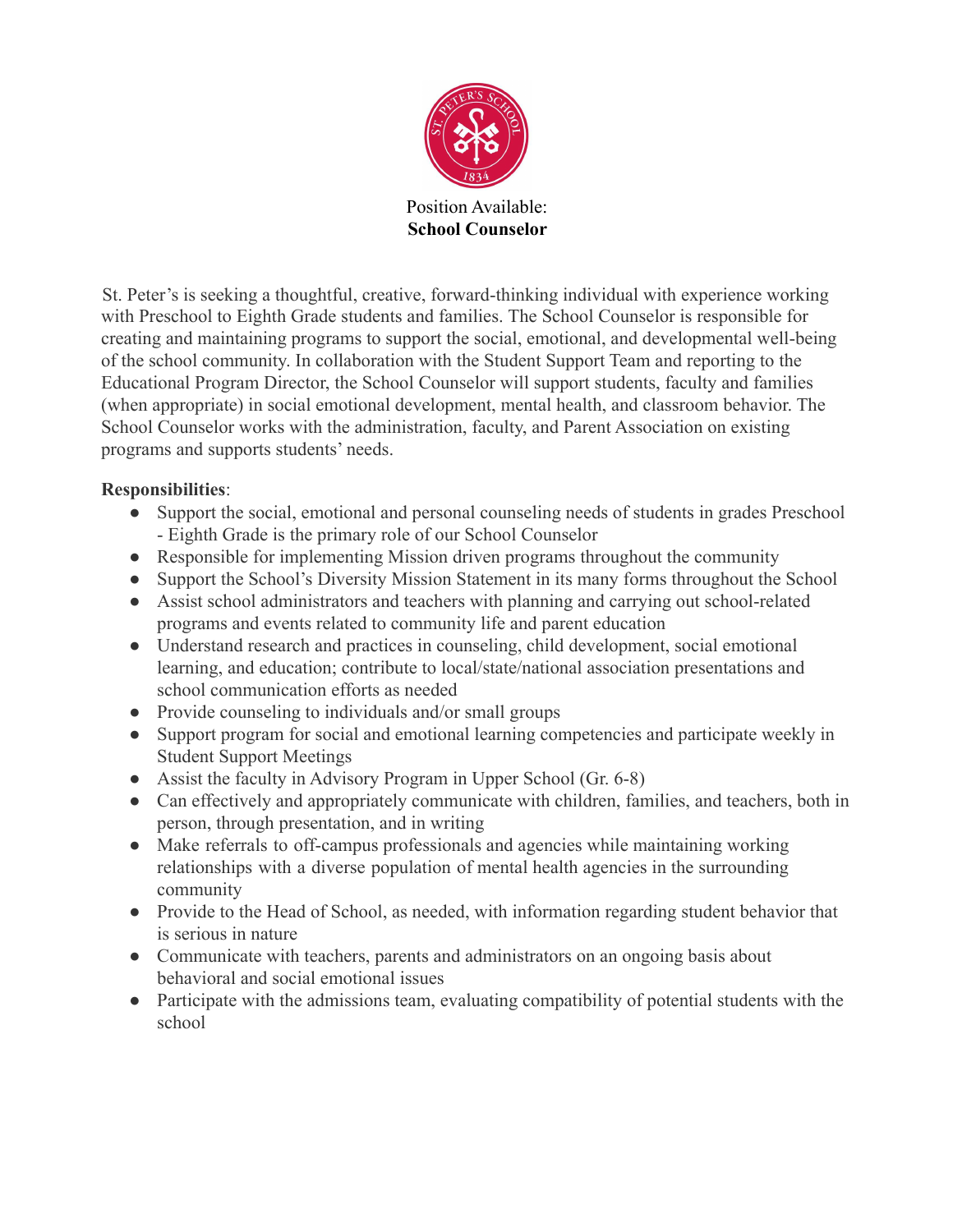Position Available:

**School Counselor**

St. Peter's is seeking a thoughtful, creative, forward-thinking individual with experience working with Preschool to Eighth Grade students and families. The School Counselor is responsible for creating and maintaining programs to support the social, emotional, and developmental well-being of the school community. In collaboration with the Student Support Team and reporting to the Educational Program Director, the School Counselor will support students, faculty and families (when appropriate) in social emotional development, mental health, and classroom behavior. The School Counselor works with the administration, faculty, and Parent Association on existing programs and supports students' needs.

**Responsibilities**:

- Support the social, emotional and personal counseling needs of students in grades Preschool - Eighth Grade is the primary role of our School Counselor
- Responsible for implementing Mission driven programs throughout the community
- Support the School's Diversity Mission Statement in its many forms throughout the School
- Assist school administrators and teachers with planning and carrying out school-related programs and events related to community life and parent education
- Understand research and practices in counseling, child development, social emotional learning, and education; contribute to local/state/national association presentations and school communication efforts as needed
- Provide counseling to individuals and/or small groups
- Support program for social and emotional learning competencies and participate weekly in Student Support Meetings
- Assist the faculty in Advisory Program in Upper School (Gr. 6-8)
- Can effectively and appropriately communicate with children, families, and teachers, both in person, through presentation, and in writing
- Make referrals to off-campus professionals and agencies while maintaining working relationships with a diverse population of mental health agencies in the surrounding community
- Provide to the Head of School, as needed, with information regarding student behavior that is serious in nature
- Communicate with teachers, parents and administrators on an ongoing basis about behavioral and social emotional issues
- Participate with the admissions team, evaluating compatibility of potential students with the school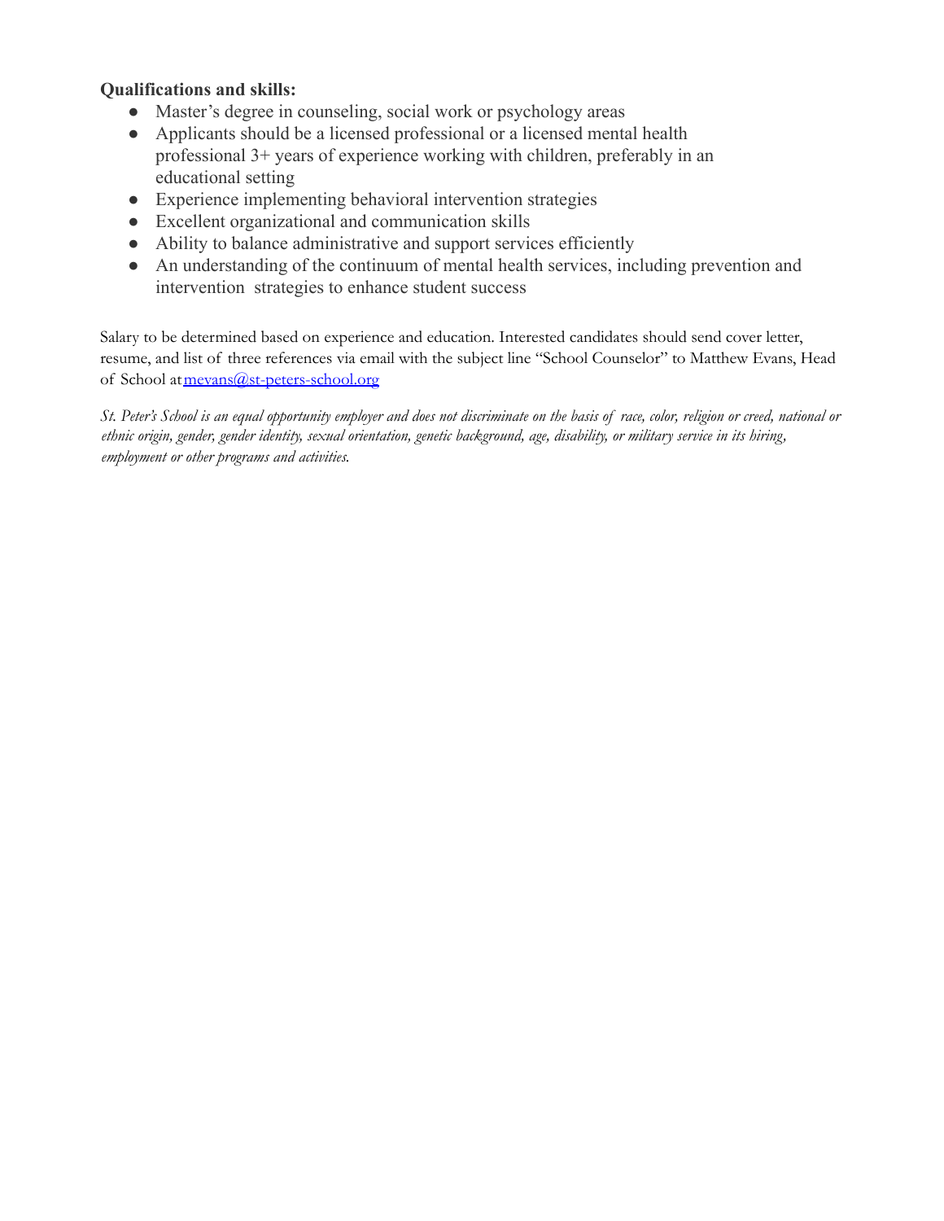**Qualifications and skills:**

- Master's degree in counseling, social work or psychology areas
- Applicants should be a licensed professional or a licensed mental health professional 3+ years of experience working with children, preferably in an educational setting
- Experience implementing behavioral intervention strategies
- Excellent organizational and communication skills
- Ability to balance administrative and support services efficiently
- An understanding of the continuum of mental health services, including prevention and intervention strategies to enhance student success

Salary to be determined based on experience and education. Interested candidates should send cover letter, resume, and list of three references via email with the subject line "School Counselor" to Matthew Evans, Head of School at mevans@st-peters-school.org

*St. Peter's School is an equal opportunity employer and does not discriminate on the basis of race, color, religion or creed, national or ethnic origin, gender, gender identity, sexual orientation, genetic background, age, disability, or military service in its hiring, employment or other programs and activities.*